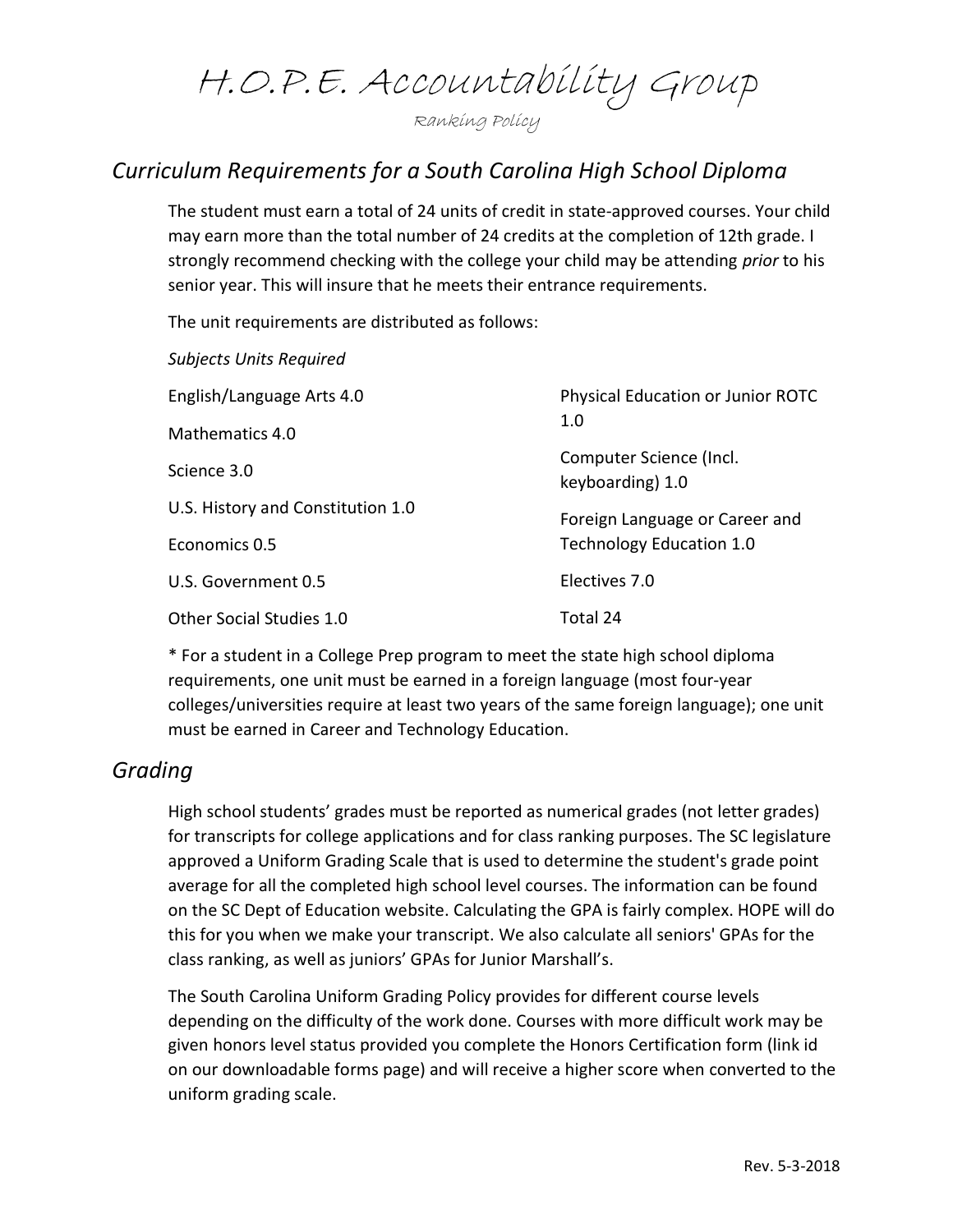# H.O.P.E. Accountability Group

Ranking Policy

## *Curriculum Requirements for a South Carolina High School Diploma*

The student must earn a total of 24 units of credit in state-approved courses. Your child may earn more than the total number of 24 credits at the completion of 12th grade. I strongly recommend checking with the college your child may be attending *prior* to his senior year. This will insure that he meets their entrance requirements.

The unit requirements are distributed as follows:

*Subjects Units Required*

English/Language Arts 4.0

Mathematics 4.0

Science 3.0

U.S. History and Constitution 1.0

Economics 0.5

U.S. Government 0.5

Other Social Studies 1.0

Physical Education or Junior ROTC 1.0

Computer Science (Incl. keyboarding) 1.0

Foreign Language or Career and Technology Education 1.0

Electives 7.0

Total 24

* For a student in a College Prep program to meet the state high school diploma requirements, one unit must be earned in a foreign language (most four-year colleges/universities require at least two years of the same foreign language); one unit must be earned in Career and Technology Education.

## *Grading*

High school students' grades must be reported as numerical grades (not letter grades) for transcripts for college applications and for class ranking purposes. The SC legislature approved a Uniform Grading Scale that is used to determine the student's grade point average for all the completed high school level courses. The information can be found on the SC Dept of Education website. Calculating the GPA is fairly complex. HOPE will do this for you when we make your transcript. We also calculate all seniors' GPAs for the class ranking, as well as juniors' GPAs for Junior Marshall's.

The South Carolina Uniform Grading Policy provides for different course levels depending on the difficulty of the work done. Courses with more difficult work may be given honors level status provided you complete the Honors Certification form (link id on our downloadable forms page) and will receive a higher score when converted to the uniform grading scale.

Rev. 5-3-2018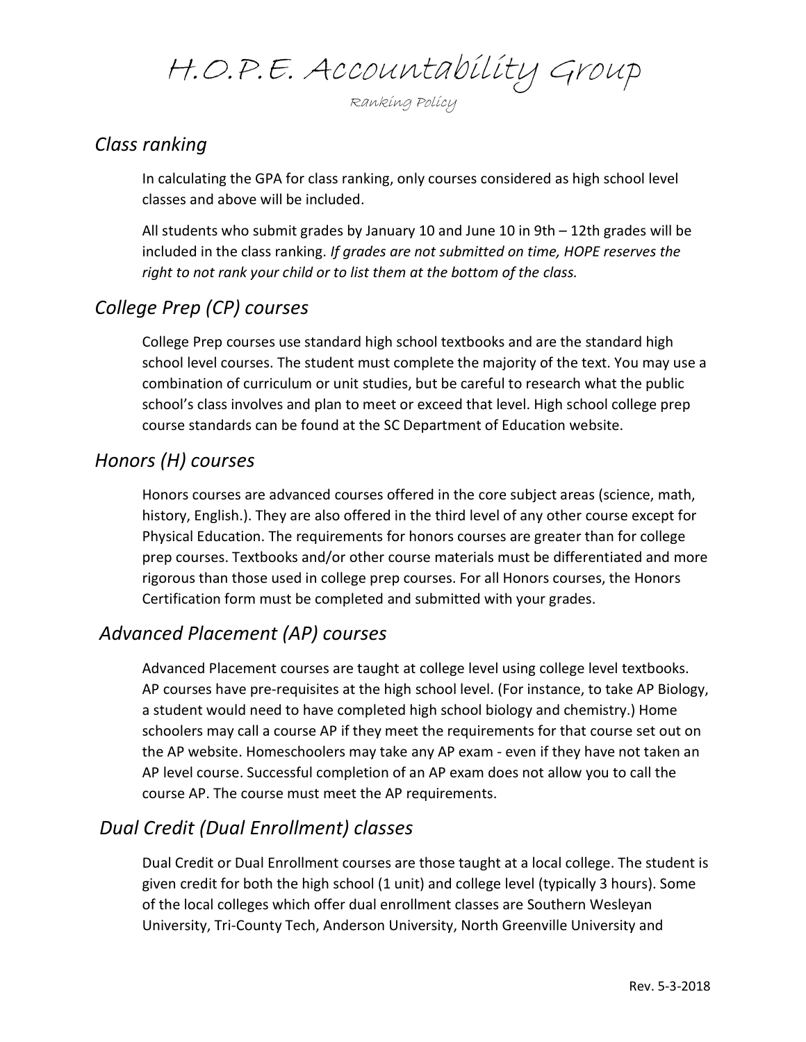# H.O.P.E. Accountability Group

Ranking Policy

## *Class ranking*

In calculating the GPA for class ranking, only courses considered as high school level classes and above will be included.

All students who submit grades by January 10 and June 10 in 9th – 12th grades will be included in the class ranking. *If grades are not submitted on time, HOPE reserves the right to not rank your child or to list them at the bottom of the class.*

## *College Prep (CP) courses*

College Prep courses use standard high school textbooks and are the standard high school level courses. The student must complete the majority of the text. You may use a combination of curriculum or unit studies, but be careful to research what the public school's class involves and plan to meet or exceed that level. High school college prep course standards can be found at the SC Department of Education website.

## *Honors (H) courses*

Honors courses are advanced courses offered in the core subject areas (science, math, history, English.). They are also offered in the third level of any other course except for Physical Education. The requirements for honors courses are greater than for college prep courses. Textbooks and/or other course materials must be differentiated and more rigorous than those used in college prep courses. For all Honors courses, the Honors Certification form must be completed and submitted with your grades.

## *Advanced Placement (AP) courses*

Advanced Placement courses are taught at college level using college level textbooks. AP courses have pre-requisites at the high school level. (For instance, to take AP Biology, a student would need to have completed high school biology and chemistry.) Home schoolers may call a course AP if they meet the requirements for that course set out on the AP website. Homeschoolers may take any AP exam - even if they have not taken an AP level course. Successful completion of an AP exam does not allow you to call the course AP. The course must meet the AP requirements.

## *Dual Credit (Dual Enrollment) classes*

Dual Credit or Dual Enrollment courses are those taught at a local college. The student is given credit for both the high school (1 unit) and college level (typically 3 hours). Some of the local colleges which offer dual enrollment classes are Southern Wesleyan University, Tri-County Tech, Anderson University, North Greenville University and

Rev. 5-3-2018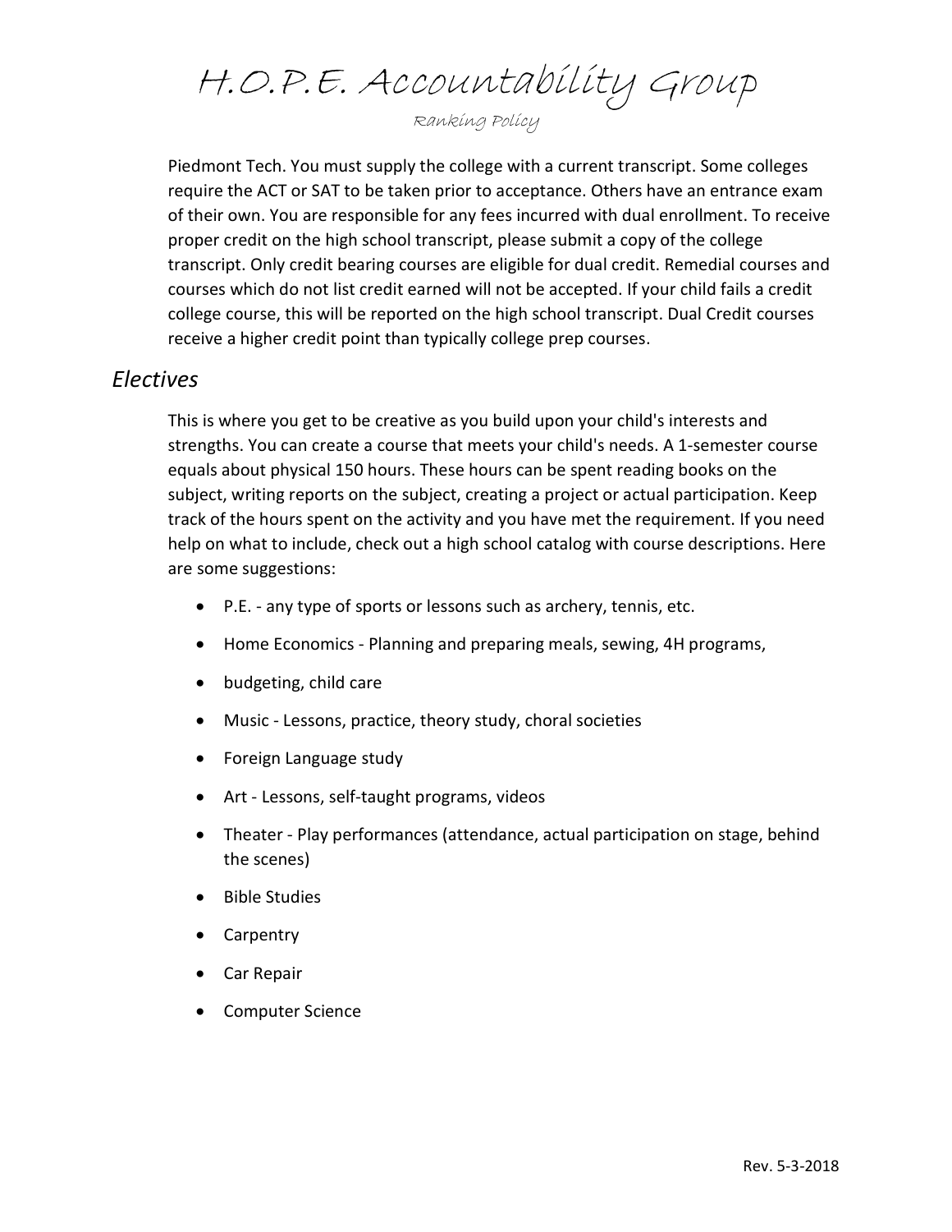Piedmont Tech. You must supply the college with a current transcript. Some colleges require the ACT or SAT to be taken prior to acceptance. Others have an entrance exam of their own. You are responsible for any fees incurred with dual enrollment. To receive proper credit on the high school transcript, please submit a copy of the college transcript. Only credit bearing courses are eligible for dual credit. Remedial courses and courses which do not list credit earned will not be accepted. If your child fails a credit college course, this will be reported on the high school transcript. Dual Credit courses receive a higher credit point than typically college prep courses.

## *Electives*

This is where you get to be creative as you build upon your child's interests and strengths. You can create a course that meets your child's needs. A 1-semester course equals about physical 150 hours. These hours can be spent reading books on the subject, writing reports on the subject, creating a project or actual participation. Keep track of the hours spent on the activity and you have met the requirement. If you need help on what to include, check out a high school catalog with course descriptions. Here are some suggestions:

- P.E. - any type of sports or lessons such as archery, tennis, etc.
- Home Economics - Planning and preparing meals, sewing, 4H programs,
- budgeting, child care
- Music - Lessons, practice, theory study, choral societies
- Foreign Language study
- Art - Lessons, self-taught programs, videos
- Theater - Play performances (attendance, actual participation on stage, behind the scenes)
- Bible Studies
- Carpentry
- Car Repair
- Computer Science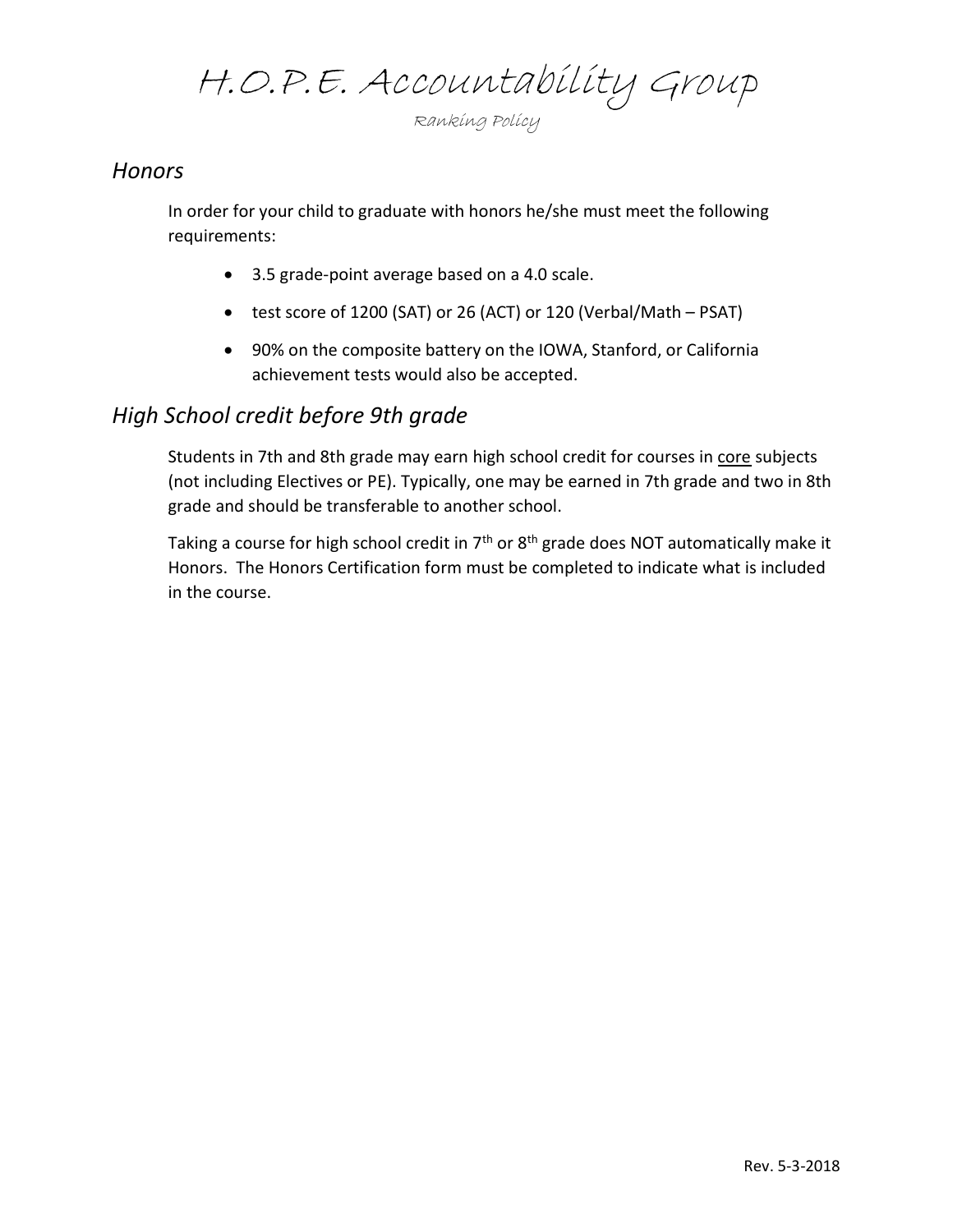# H.O.P.E. Accountability Group

Ranking Policy

## *Honors*

In order for your child to graduate with honors he/she must meet the following requirements:

- 3.5 grade-point average based on a 4.0 scale.
- test score of 1200 (SAT) or 26 (ACT) or 120 (Verbal/Math – PSAT)
- 90% on the composite battery on the IOWA, Stanford, or California achievement tests would also be accepted.

## *High School credit before 9th grade*

Students in 7th and 8th grade may earn high school credit for courses in core subjects (not including Electives or PE). Typically, one may be earned in 7th grade and two in 8th grade and should be transferable to another school.

Taking a course for high school credit in 7th or 8th grade does NOT automatically make it Honors. The Honors Certification form must be completed to indicate what is included in the course.

Rev. 5-3-2018